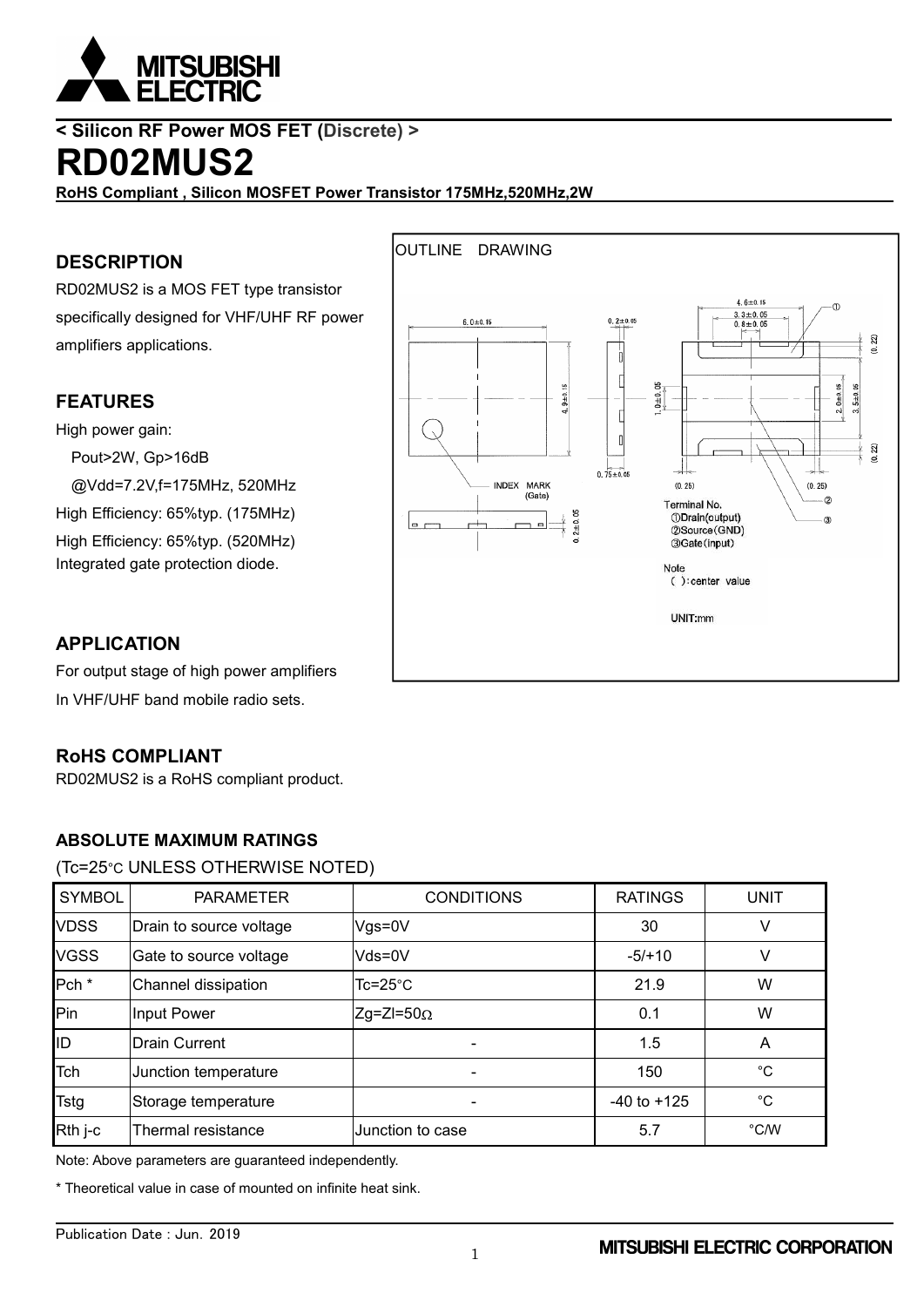< Silicon RF Power MOS FET (Discrete) >

# RD02MUS2

**RoHS Compliant , Silicon MOSFET Power Transistor 175MHz,520MHz,2W**

## DESCRIPTION

RD02MUS2 is a MOS FET type transistor specifically designed for VHF/UHF RF power amplifiers applications.

## FEATURES

High power gain:

Pout>2W, Gp>16dB

@Vdd=7.2V,f=175MHz, 520MHz

High Efficiency: 65%typ. (175MHz)

High Efficiency: 65%typ. (520MHz)

Integrated gate protection diode.

## APPLICATION

For output stage of high power amplifiers

In VHF/UHF band mobile radio sets.

## RoHS COMPLIANT

RD02MUS2 is a RoHS compliant product.

OUTLINE DRAWING

INDEX MARK (Gate)

Terminal No.
①Drain(output)
②Source(GND)
③Gate(input)

Note
( ):center value

UNIT:mm

### ABSOLUTE MAXIMUM RATINGS

(Tc=25°C UNLESS OTHERWISE NOTED)

| SYMBOL | PARAMETER | CONDITIONS | RATINGS | UNIT |
|---|---|---|---|---|
| VDSS | Drain to source voltage | Vgs=0V | 30 | V |
| VGSS | Gate to source voltage | Vds=0V | -5/+10 | V |
| Pch * | Channel dissipation | Tc=25°C | 21.9 | W |
| Pin | Input Power | Zg=Zl=50Ω | 0.1 | W |
| ID | Drain Current | - | 1.5 | A |
| Tch | Junction temperature | - | 150 | °C |
| Tstg | Storage temperature | - | -40 to +125 | °C |
| Rth j-c | Thermal resistance | Junction to case | 5.7 | °C/W |

Note: Above parameters are guaranteed independently.

* Theoretical value in case of mounted on infinite heat sink.

Publication Date : Jun. 2019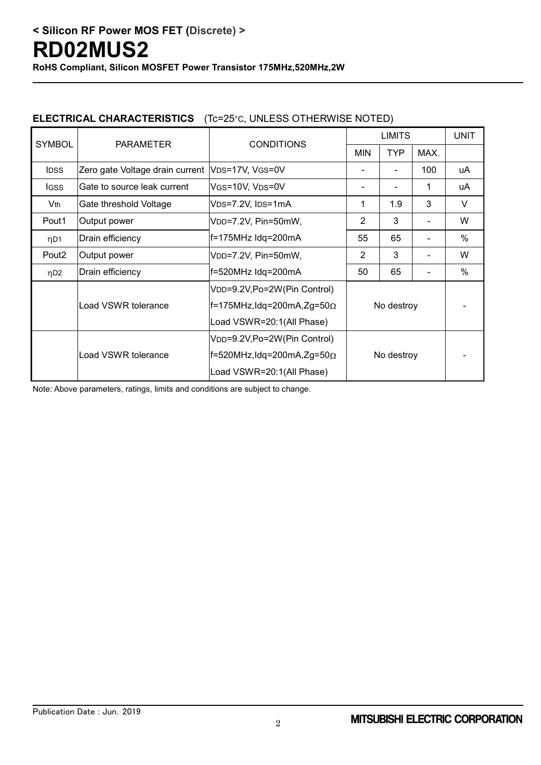## ELECTRICAL CHARACTERISTICS (Tc=25°C, UNLESS OTHERWISE NOTED)

| SYMBOL | PARAMETER | CONDITIONS | LIMITS | | | UNIT |
|---|---|---|---|---|---|---|
| | | | MIN | TYP | MAX. | |
| $I_{DSS}$ | Zero gate Voltage drain current | $V_{DS}$=17V, $V_{GS}$=0V | - | - | 100 | uA |
| $I_{GSS}$ | Gate to source leak current | $V_{GS}$=10V, $V_{DS}$=0V | - | - | 1 | uA |
| $V_{th}$ | Gate threshold Voltage | $V_{DS}$=7.2V, $I_{DS}$=1mA | 1 | 1.9 | 3 | V |
| Pout1 | Output power | $V_{DD}$=7.2V, Pin=50mW, f=175MHz Idq=200mA | 2 | 3 | - | W |
| $\eta_{D1}$ | Drain efficiency | | 55 | 65 | - | % |
| Pout2 | Output power | $V_{DD}$=7.2V, Pin=50mW, f=520MHz Idq=200mA | 2 | 3 | - | W |
| $\eta_{D2}$ | Drain efficiency | | 50 | 65 | - | % |
| | Load VSWR tolerance | $V_{DD}$=9.2V,Po=2W(Pin Control) f=175MHz,Idq=200mA,Zg=50Ω Load VSWR=20:1(All Phase) | No destroy | | | - |
| | Load VSWR tolerance | $V_{DD}$=9.2V,Po=2W(Pin Control) f=520MHz,Idq=200mA,Zg=50Ω Load VSWR=20:1(All Phase) | No destroy | | | - |

Note: Above parameters, ratings, limits and conditions are subject to change.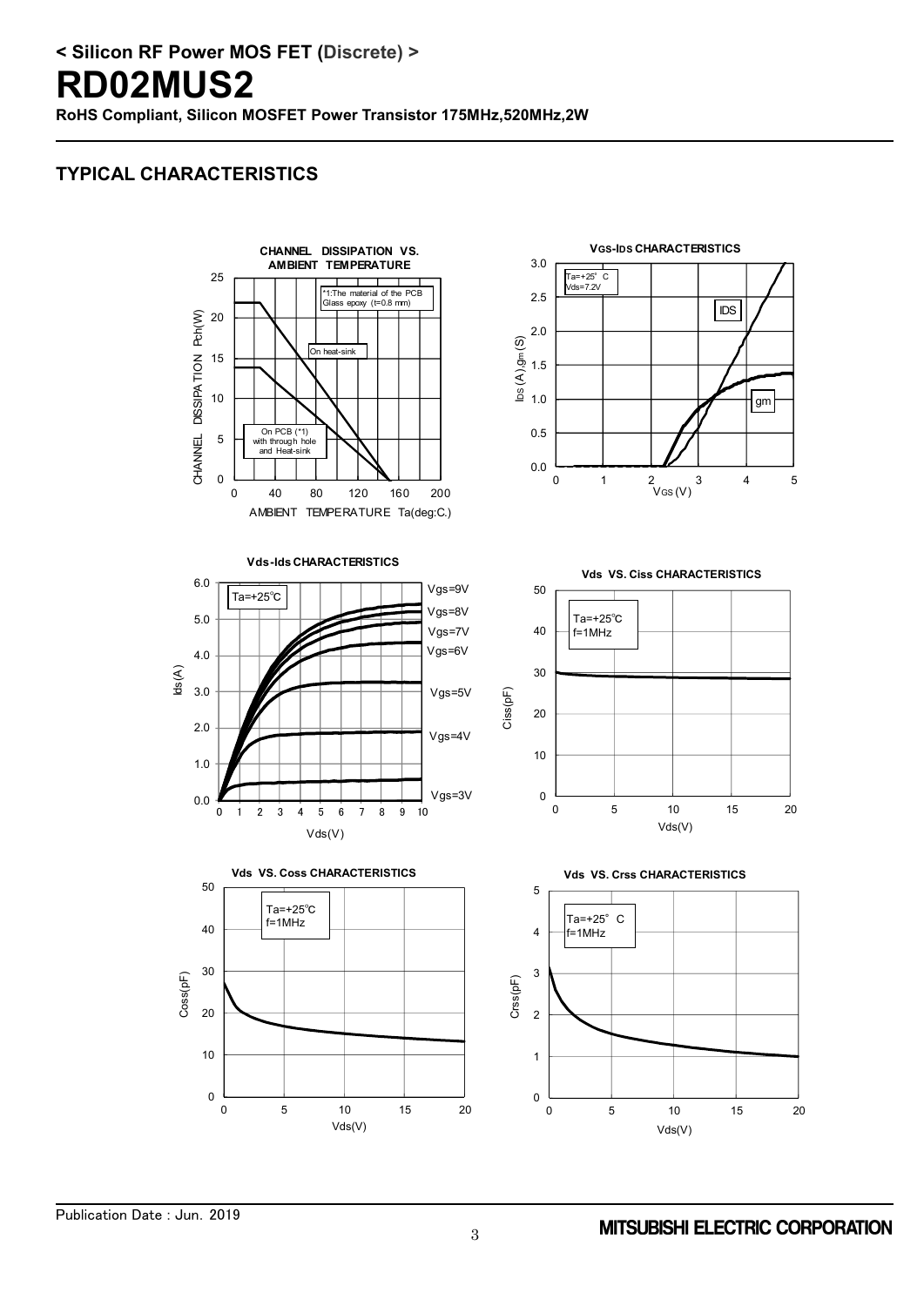# < Silicon RF Power MOS FET (Discrete) >

# RD02MUS2

**RoHS Compliant, Silicon MOSFET Power Transistor 175MHz,520MHz,2W**

## TYPICAL CHARACTERISTICS

**CHANNEL DISSIPATION VS. AMBIENT TEMPERATURE**

CHANNEL DISSIPATION Pch(W) vs. AMBIENT TEMPERATURE Ta(deg:C.)

- On heat-sink
- On PCB (*1) with through hole and Heat-sink

*1:The material of the PCB Glass epoxy (t=0.8 mm)

**VGS-IDS CHARACTERISTICS**

$I_{DS}$ (A), $g_m$ (S) vs. $V_{GS}$ (V)

Ta=+25° C, Vds=7.2V

Curves: IDS, gm

**Vds-Ids CHARACTERISTICS**

Ids(A) vs. Vds(V)

Ta=+25℃

Curves: Vgs=9V, Vgs=8V, Vgs=7V, Vgs=6V, Vgs=5V, Vgs=4V, Vgs=3V

**Vds VS. Ciss CHARACTERISTICS**

Ciss(pF) vs. Vds(V)

Ta=+25℃, f=1MHz

**Vds VS. Coss CHARACTERISTICS**

Coss(pF) vs. Vds(V)

Ta=+25℃, f=1MHz

**Vds VS. Crss CHARACTERISTICS**

Crss(pF) vs. Vds(V)

Ta=+25° C, f=1MHz

Publication Date : Jun. 2019

MITSUBISHI ELECTRIC CORPORATION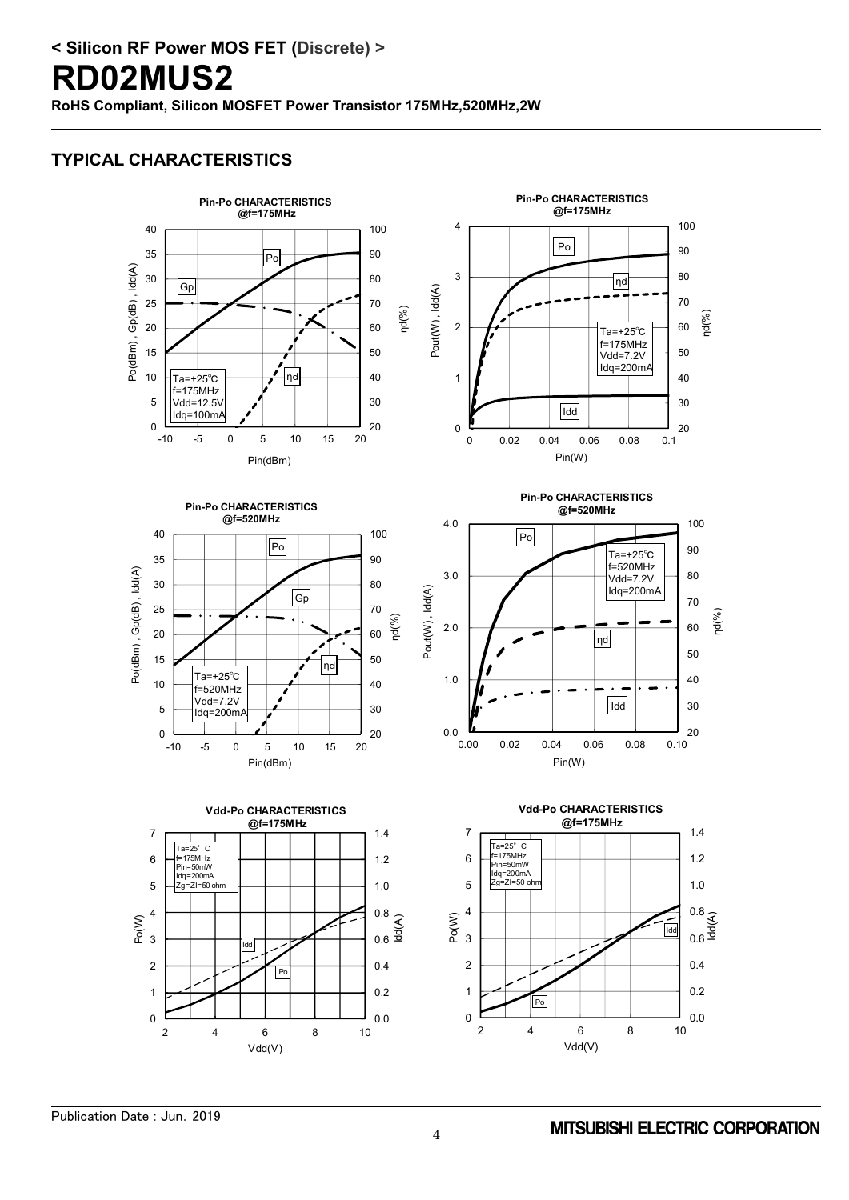## TYPICAL CHARACTERISTICS

**Pin-Po CHARACTERISTICS @f=175MHz**

Ta=+25℃, f=175MHz, Vdd=12.5V, Idq=100mA

Axes: Pin(dBm) (-10 to 20); Po(dBm), Gp(dB), Idd(A) (0 to 40); ηd(%) (20 to 100). Curves: Po, Gp, ηd

**Pin-Po CHARACTERISTICS @f=175MHz**

Ta=+25℃, f=175MHz, Vdd=7.2V, Idq=200mA

Axes: Pin(W) (0 to 0.1); Pout(W), Idd(A) (0 to 4); ηd(%) (20 to 100). Curves: Po, ηd, Idd

**Pin-Po CHARACTERISTICS @f=520MHz**

Ta=+25℃, f=520MHz, Vdd=7.2V, Idq=200mA

Axes: Pin(dBm) (-10 to 20); Po(dBm), Gp(dB), Idd(A) (0 to 40); ηd(%) (20 to 100). Curves: Po, Gp, ηd

**Pin-Po CHARACTERISTICS @f=520MHz**

Ta=+25℃, f=520MHz, Vdd=7.2V, Idq=200mA

Axes: Pin(W) (0.00 to 0.10); Pout(W), Idd(A) (0.0 to 4.0); ηd(%) (20 to 100). Curves: Po, ηd, Idd

**Vdd-Po CHARACTERISTICS @f=175MHz**

Ta=25° C, f=175MHz, Pin=50mW, Idq=200mA, Zg=Zl=50 ohm

Axes: Vdd(V) (2 to 10); Po(W) (0 to 7); Idd(A) (0.0 to 1.4). Curves: Po, Idd

**Vdd-Po CHARACTERISTICS @f=175MHz**

Ta=25° C, f=175MHz, Pin=50mW, Idq=200mA, Zg=Zl=50 ohm

Axes: Vdd(V) (2 to 10); Po(W) (0 to 7); Idd(A) (0.0 to 1.4). Curves: Po, Idd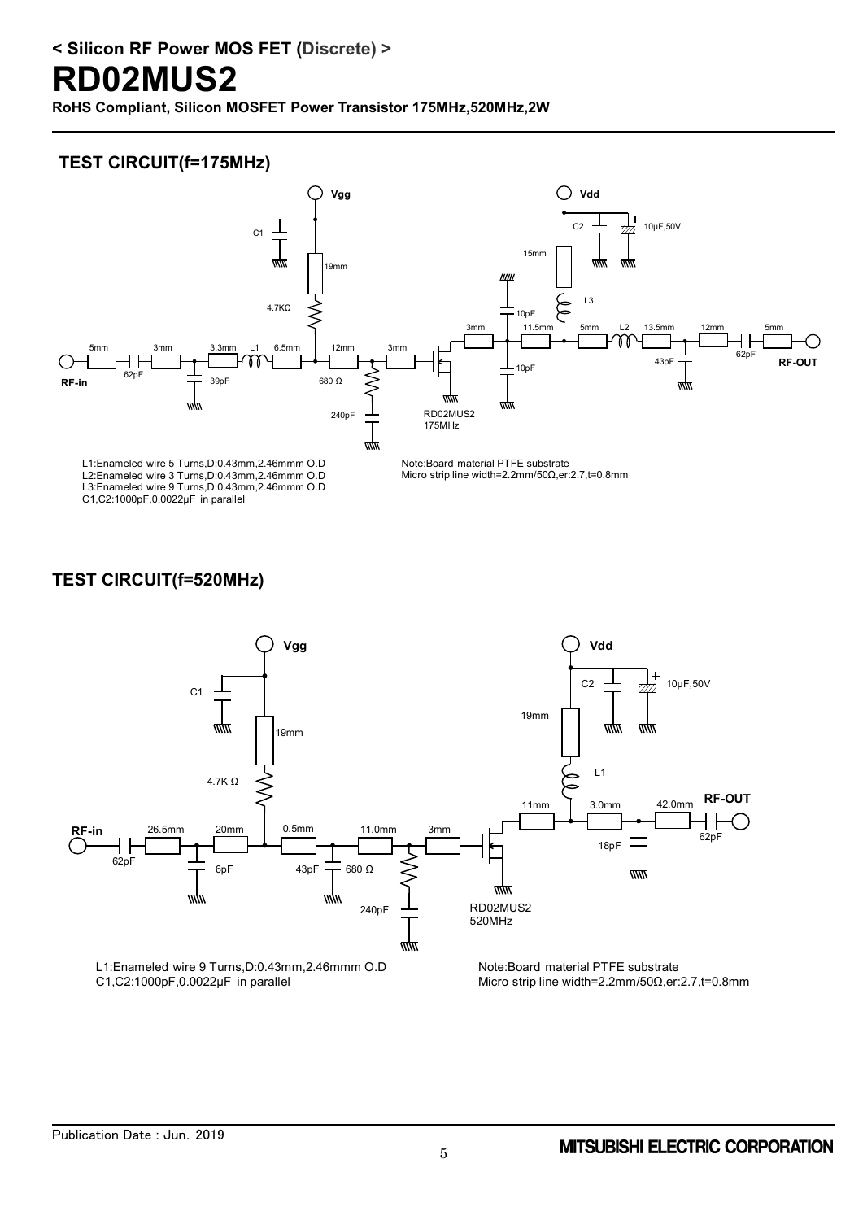## TEST CIRCUIT(f=175MHz)

L1:Enameled wire 5 Turns,D:0.43mm,2.46mmm O.D
L2:Enameled wire 3 Turns,D:0.43mm,2.46mmm O.D
L3:Enameled wire 9 Turns,D:0.43mm,2.46mmm O.D
C1,C2:1000pF,0.0022μF in parallel

Note:Board material PTFE substrate
Micro strip line width=2.2mm/50Ω,er:2.7,t=0.8mm

## TEST CIRCUIT(f=520MHz)

L1:Enameled wire 9 Turns,D:0.43mm,2.46mmm O.D
C1,C2:1000pF,0.0022μF in parallel

Note:Board material PTFE substrate
Micro strip line width=2.2mm/50Ω,er:2.7,t=0.8mm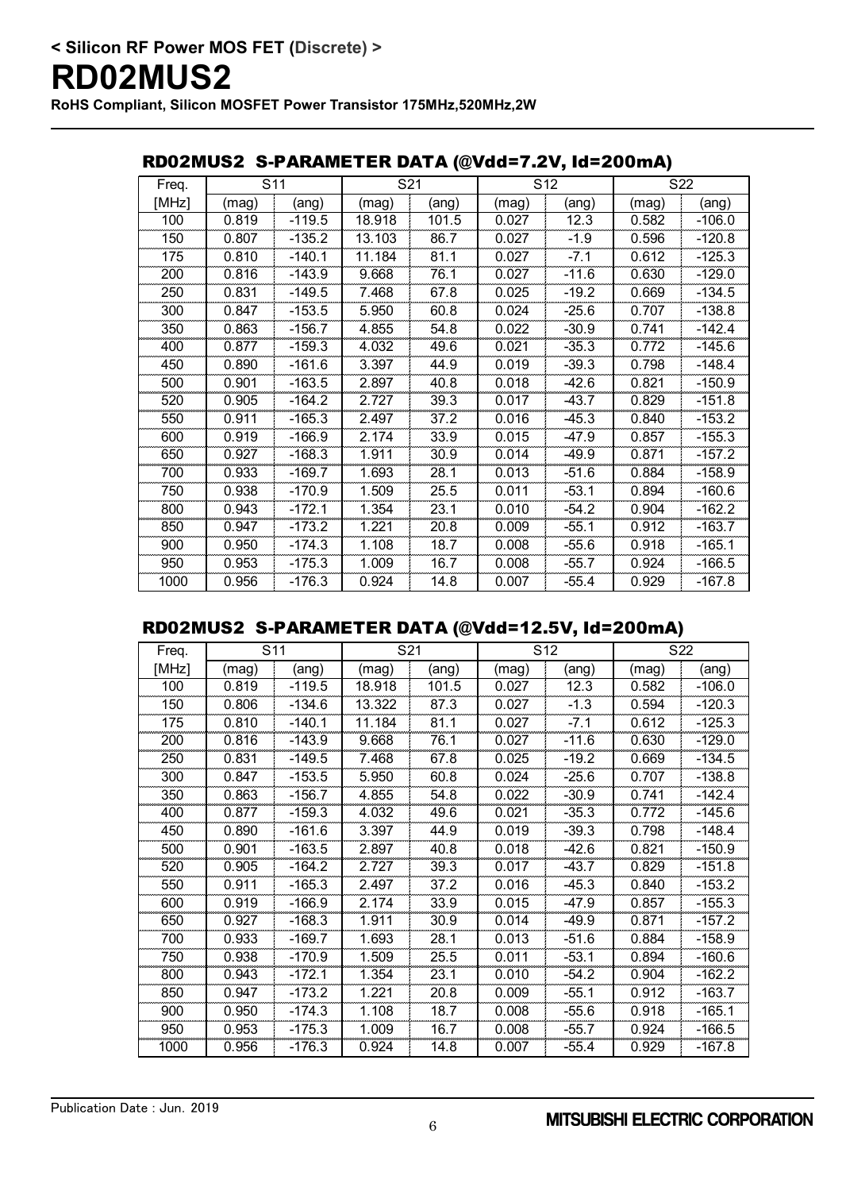< Silicon RF Power MOS FET (Discrete) >

# RD02MUS2

**RoHS Compliant, Silicon MOSFET Power Transistor 175MHz,520MHz,2W**

## RD02MUS2 S-PARAMETER DATA (@Vdd=7.2V, Id=200mA)

| Freq. | S11 | | S21 | | S12 | | S22 | |
|---|---|---|---|---|---|---|---|---|
| [MHz] | (mag) | (ang) | (mag) | (ang) | (mag) | (ang) | (mag) | (ang) |
| 100 | 0.819 | -119.5 | 18.918 | 101.5 | 0.027 | 12.3 | 0.582 | -106.0 |
| 150 | 0.807 | -135.2 | 13.103 | 86.7 | 0.027 | -1.9 | 0.596 | -120.8 |
| 175 | 0.810 | -140.1 | 11.184 | 81.1 | 0.027 | -7.1 | 0.612 | -125.3 |
| 200 | 0.816 | -143.9 | 9.668 | 76.1 | 0.027 | -11.6 | 0.630 | -129.0 |
| 250 | 0.831 | -149.5 | 7.468 | 67.8 | 0.025 | -19.2 | 0.669 | -134.5 |
| 300 | 0.847 | -153.5 | 5.950 | 60.8 | 0.024 | -25.6 | 0.707 | -138.8 |
| 350 | 0.863 | -156.7 | 4.855 | 54.8 | 0.022 | -30.9 | 0.741 | -142.4 |
| 400 | 0.877 | -159.3 | 4.032 | 49.6 | 0.021 | -35.3 | 0.772 | -145.6 |
| 450 | 0.890 | -161.6 | 3.397 | 44.9 | 0.019 | -39.3 | 0.798 | -148.4 |
| 500 | 0.901 | -163.5 | 2.897 | 40.8 | 0.018 | -42.6 | 0.821 | -150.9 |
| 520 | 0.905 | -164.2 | 2.727 | 39.3 | 0.017 | -43.7 | 0.829 | -151.8 |
| 550 | 0.911 | -165.3 | 2.497 | 37.2 | 0.016 | -45.3 | 0.840 | -153.2 |
| 600 | 0.919 | -166.9 | 2.174 | 33.9 | 0.015 | -47.9 | 0.857 | -155.3 |
| 650 | 0.927 | -168.3 | 1.911 | 30.9 | 0.014 | -49.9 | 0.871 | -157.2 |
| 700 | 0.933 | -169.7 | 1.693 | 28.1 | 0.013 | -51.6 | 0.884 | -158.9 |
| 750 | 0.938 | -170.9 | 1.509 | 25.5 | 0.011 | -53.1 | 0.894 | -160.6 |
| 800 | 0.943 | -172.1 | 1.354 | 23.1 | 0.010 | -54.2 | 0.904 | -162.2 |
| 850 | 0.947 | -173.2 | 1.221 | 20.8 | 0.009 | -55.1 | 0.912 | -163.7 |
| 900 | 0.950 | -174.3 | 1.108 | 18.7 | 0.008 | -55.6 | 0.918 | -165.1 |
| 950 | 0.953 | -175.3 | 1.009 | 16.7 | 0.008 | -55.7 | 0.924 | -166.5 |
| 1000 | 0.956 | -176.3 | 0.924 | 14.8 | 0.007 | -55.4 | 0.929 | -167.8 |

## RD02MUS2 S-PARAMETER DATA (@Vdd=12.5V, Id=200mA)

| Freq. | S11 | | S21 | | S12 | | S22 | |
|---|---|---|---|---|---|---|---|---|
| [MHz] | (mag) | (ang) | (mag) | (ang) | (mag) | (ang) | (mag) | (ang) |
| 100 | 0.819 | -119.5 | 18.918 | 101.5 | 0.027 | 12.3 | 0.582 | -106.0 |
| 150 | 0.806 | -134.6 | 13.322 | 87.3 | 0.027 | -1.3 | 0.594 | -120.3 |
| 175 | 0.810 | -140.1 | 11.184 | 81.1 | 0.027 | -7.1 | 0.612 | -125.3 |
| 200 | 0.816 | -143.9 | 9.668 | 76.1 | 0.027 | -11.6 | 0.630 | -129.0 |
| 250 | 0.831 | -149.5 | 7.468 | 67.8 | 0.025 | -19.2 | 0.669 | -134.5 |
| 300 | 0.847 | -153.5 | 5.950 | 60.8 | 0.024 | -25.6 | 0.707 | -138.8 |
| 350 | 0.863 | -156.7 | 4.855 | 54.8 | 0.022 | -30.9 | 0.741 | -142.4 |
| 400 | 0.877 | -159.3 | 4.032 | 49.6 | 0.021 | -35.3 | 0.772 | -145.6 |
| 450 | 0.890 | -161.6 | 3.397 | 44.9 | 0.019 | -39.3 | 0.798 | -148.4 |
| 500 | 0.901 | -163.5 | 2.897 | 40.8 | 0.018 | -42.6 | 0.821 | -150.9 |
| 520 | 0.905 | -164.2 | 2.727 | 39.3 | 0.017 | -43.7 | 0.829 | -151.8 |
| 550 | 0.911 | -165.3 | 2.497 | 37.2 | 0.016 | -45.3 | 0.840 | -153.2 |
| 600 | 0.919 | -166.9 | 2.174 | 33.9 | 0.015 | -47.9 | 0.857 | -155.3 |
| 650 | 0.927 | -168.3 | 1.911 | 30.9 | 0.014 | -49.9 | 0.871 | -157.2 |
| 700 | 0.933 | -169.7 | 1.693 | 28.1 | 0.013 | -51.6 | 0.884 | -158.9 |
| 750 | 0.938 | -170.9 | 1.509 | 25.5 | 0.011 | -53.1 | 0.894 | -160.6 |
| 800 | 0.943 | -172.1 | 1.354 | 23.1 | 0.010 | -54.2 | 0.904 | -162.2 |
| 850 | 0.947 | -173.2 | 1.221 | 20.8 | 0.009 | -55.1 | 0.912 | -163.7 |
| 900 | 0.950 | -174.3 | 1.108 | 18.7 | 0.008 | -55.6 | 0.918 | -165.1 |
| 950 | 0.953 | -175.3 | 1.009 | 16.7 | 0.008 | -55.7 | 0.924 | -166.5 |
| 1000 | 0.956 | -176.3 | 0.924 | 14.8 | 0.007 | -55.4 | 0.929 | -167.8 |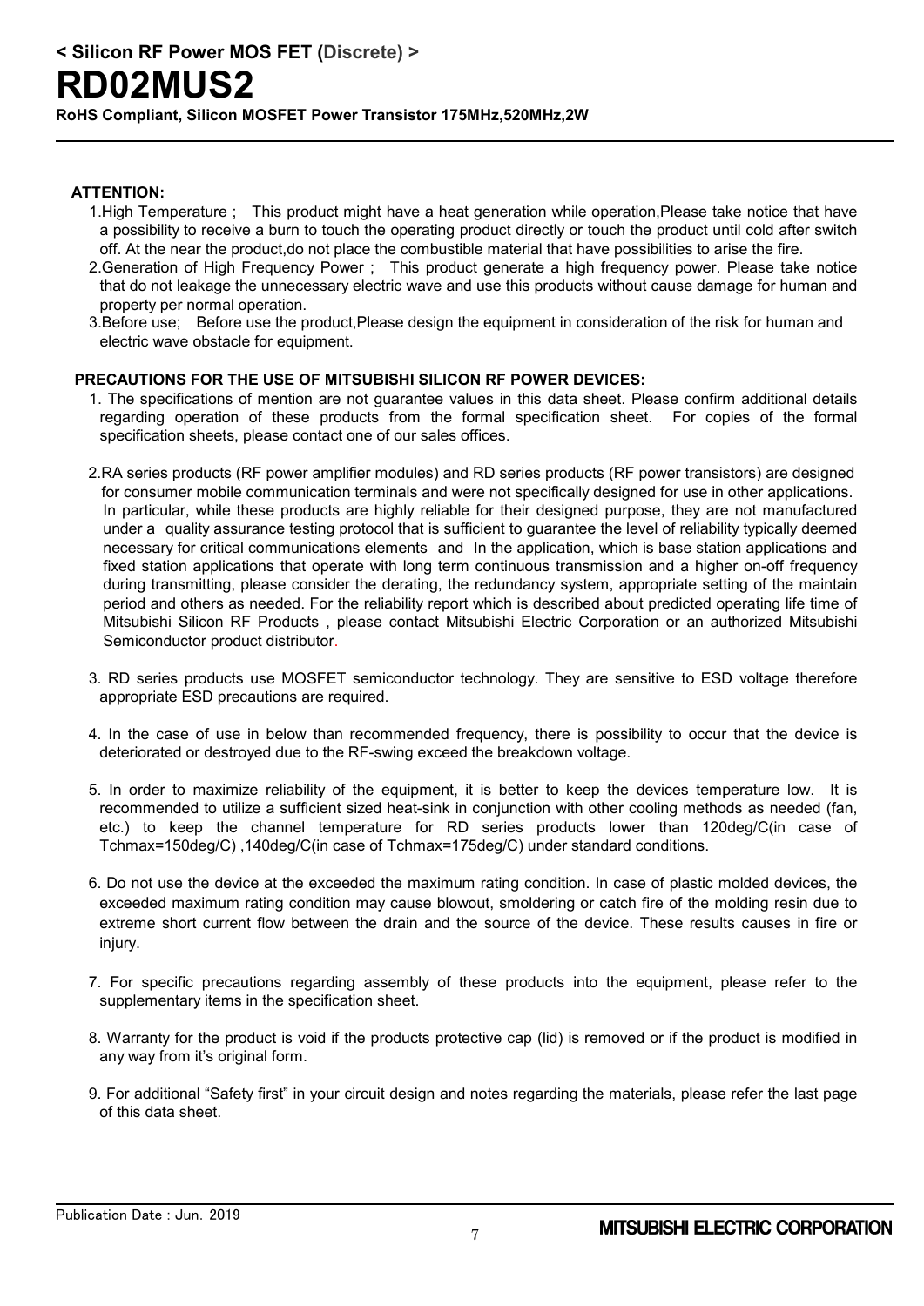< Silicon RF Power MOS FET (Discrete) >

# RD02MUS2

**RoHS Compliant, Silicon MOSFET Power Transistor 175MHz,520MHz,2W**

**ATTENTION:**

1. High Temperature ;  This product might have a heat generation while operation,Please take notice that have a possibility to receive a burn to touch the operating product directly or touch the product until cold after switch off. At the near the product,do not place the combustible material that have possibilities to arise the fire.
2. Generation of High Frequency Power ;  This product generate a high frequency power. Please take notice that do not leakage the unnecessary electric wave and use this products without cause damage for human and property per normal operation.
3. Before use;  Before use the product,Please design the equipment in consideration of the risk for human and electric wave obstacle for equipment.

**PRECAUTIONS FOR THE USE OF MITSUBISHI SILICON RF POWER DEVICES:**

1. The specifications of mention are not guarantee values in this data sheet. Please confirm additional details regarding operation of these products from the formal specification sheet.  For copies of the formal specification sheets, please contact one of our sales offices.

2. RA series products (RF power amplifier modules) and RD series products (RF power transistors) are designed for consumer mobile communication terminals and were not specifically designed for use in other applications. In particular, while these products are highly reliable for their designed purpose, they are not manufactured under a quality assurance testing protocol that is sufficient to guarantee the level of reliability typically deemed necessary for critical communications elements and In the application, which is base station applications and fixed station applications that operate with long term continuous transmission and a higher on-off frequency during transmitting, please consider the derating, the redundancy system, appropriate setting of the maintain period and others as needed. For the reliability report which is described about predicted operating life time of Mitsubishi Silicon RF Products , please contact Mitsubishi Electric Corporation or an authorized Mitsubishi Semiconductor product distributor.

3. RD series products use MOSFET semiconductor technology. They are sensitive to ESD voltage therefore appropriate ESD precautions are required.

4. In the case of use in below than recommended frequency, there is possibility to occur that the device is deteriorated or destroyed due to the RF-swing exceed the breakdown voltage.

5. In order to maximize reliability of the equipment, it is better to keep the devices temperature low.  It is recommended to utilize a sufficient sized heat-sink in conjunction with other cooling methods as needed (fan, etc.) to keep the channel temperature for RD series products lower than 120deg/C(in case of Tchmax=150deg/C) ,140deg/C(in case of Tchmax=175deg/C) under standard conditions.

6. Do not use the device at the exceeded the maximum rating condition. In case of plastic molded devices, the exceeded maximum rating condition may cause blowout, smoldering or catch fire of the molding resin due to extreme short current flow between the drain and the source of the device. These results causes in fire or injury.

7. For specific precautions regarding assembly of these products into the equipment, please refer to the supplementary items in the specification sheet.

8. Warranty for the product is void if the products protective cap (lid) is removed or if the product is modified in any way from it's original form.

9. For additional "Safety first" in your circuit design and notes regarding the materials, please refer the last page of this data sheet.

Publication Date : Jun. 2019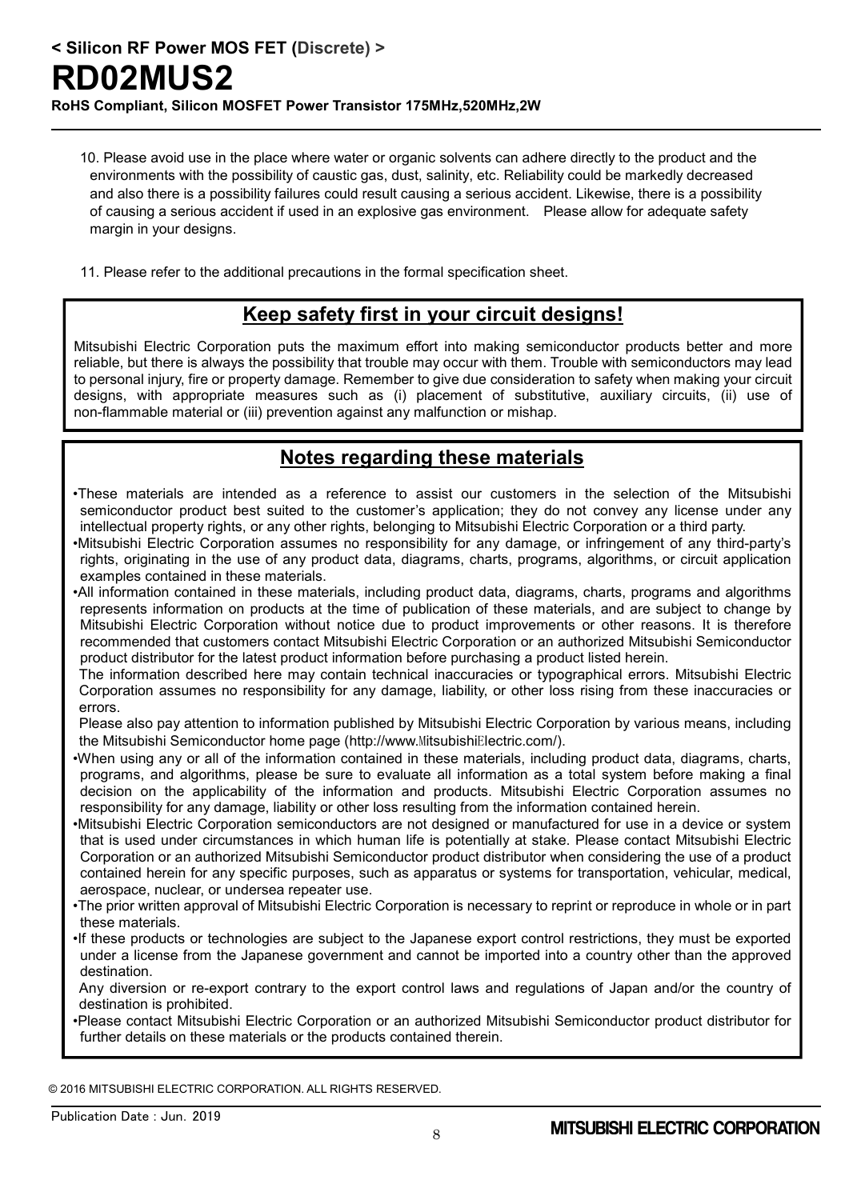10. Please avoid use in the place where water or organic solvents can adhere directly to the product and the environments with the possibility of caustic gas, dust, salinity, etc. Reliability could be markedly decreased and also there is a possibility failures could result causing a serious accident. Likewise, there is a possibility of causing a serious accident if used in an explosive gas environment.  Please allow for adequate safety margin in your designs.

11. Please refer to the additional precautions in the formal specification sheet.

## Keep safety first in your circuit designs!

Mitsubishi Electric Corporation puts the maximum effort into making semiconductor products better and more reliable, but there is always the possibility that trouble may occur with them. Trouble with semiconductors may lead to personal injury, fire or property damage. Remember to give due consideration to safety when making your circuit designs, with appropriate measures such as (i) placement of substitutive, auxiliary circuits, (ii) use of non-flammable material or (iii) prevention against any malfunction or mishap.

## Notes regarding these materials

- These materials are intended as a reference to assist our customers in the selection of the Mitsubishi semiconductor product best suited to the customer's application; they do not convey any license under any intellectual property rights, or any other rights, belonging to Mitsubishi Electric Corporation or a third party.
- Mitsubishi Electric Corporation assumes no responsibility for any damage, or infringement of any third-party's rights, originating in the use of any product data, diagrams, charts, programs, algorithms, or circuit application examples contained in these materials.
- All information contained in these materials, including product data, diagrams, charts, programs and algorithms represents information on products at the time of publication of these materials, and are subject to change by Mitsubishi Electric Corporation without notice due to product improvements or other reasons. It is therefore recommended that customers contact Mitsubishi Electric Corporation or an authorized Mitsubishi Semiconductor product distributor for the latest product information before purchasing a product listed herein.
  The information described here may contain technical inaccuracies or typographical errors. Mitsubishi Electric Corporation assumes no responsibility for any damage, liability, or other loss rising from these inaccuracies or errors.
  Please also pay attention to information published by Mitsubishi Electric Corporation by various means, including the Mitsubishi Semiconductor home page (http://www.MitsubishiElectric.com/).
- When using any or all of the information contained in these materials, including product data, diagrams, charts, programs, and algorithms, please be sure to evaluate all information as a total system before making a final decision on the applicability of the information and products. Mitsubishi Electric Corporation assumes no responsibility for any damage, liability or other loss resulting from the information contained herein.
- Mitsubishi Electric Corporation semiconductors are not designed or manufactured for use in a device or system that is used under circumstances in which human life is potentially at stake. Please contact Mitsubishi Electric Corporation or an authorized Mitsubishi Semiconductor product distributor when considering the use of a product contained herein for any specific purposes, such as apparatus or systems for transportation, vehicular, medical, aerospace, nuclear, or undersea repeater use.
- The prior written approval of Mitsubishi Electric Corporation is necessary to reprint or reproduce in whole or in part these materials.
- If these products or technologies are subject to the Japanese export control restrictions, they must be exported under a license from the Japanese government and cannot be imported into a country other than the approved destination.
  Any diversion or re-export contrary to the export control laws and regulations of Japan and/or the country of destination is prohibited.
- Please contact Mitsubishi Electric Corporation or an authorized Mitsubishi Semiconductor product distributor for further details on these materials or the products contained therein.

© 2016 MITSUBISHI ELECTRIC CORPORATION. ALL RIGHTS RESERVED.